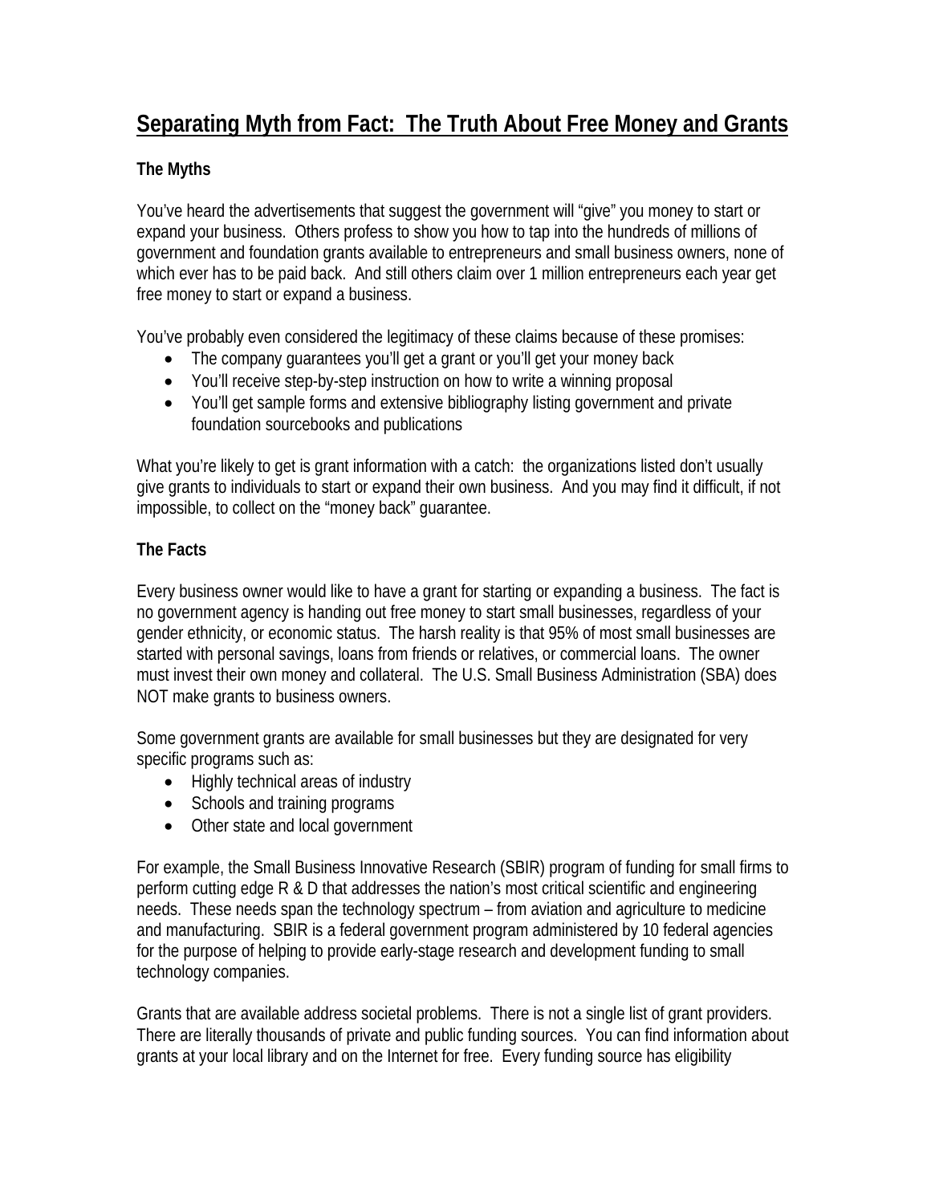# Separating Myth from Fact: The Truth About Free Money and Grants

**The Myths**

You've heard the advertisements that suggest the government will "give" you money to start or expand your business. Others profess to show you how to tap into the hundreds of millions of government and foundation grants available to entrepreneurs and small business owners, none of which ever has to be paid back. And still others claim over 1 million entrepreneurs each year get free money to start or expand a business.

You've probably even considered the legitimacy of these claims because of these promises:

- The company guarantees you'll get a grant or you'll get your money back
- You'll receive step-by-step instruction on how to write a winning proposal
- You'll get sample forms and extensive bibliography listing government and private foundation sourcebooks and publications

What you're likely to get is grant information with a catch: the organizations listed don't usually give grants to individuals to start or expand their own business. And you may find it difficult, if not impossible, to collect on the "money back" guarantee.

**The Facts**

Every business owner would like to have a grant for starting or expanding a business. The fact is no government agency is handing out free money to start small businesses, regardless of your gender ethnicity, or economic status. The harsh reality is that 95% of most small businesses are started with personal savings, loans from friends or relatives, or commercial loans. The owner must invest their own money and collateral. The U.S. Small Business Administration (SBA) does NOT make grants to business owners.

Some government grants are available for small businesses but they are designated for very specific programs such as:

- Highly technical areas of industry
- Schools and training programs
- Other state and local government

For example, the Small Business Innovative Research (SBIR) program of funding for small firms to perform cutting edge R & D that addresses the nation's most critical scientific and engineering needs. These needs span the technology spectrum – from aviation and agriculture to medicine and manufacturing. SBIR is a federal government program administered by 10 federal agencies for the purpose of helping to provide early-stage research and development funding to small technology companies.

Grants that are available address societal problems. There is not a single list of grant providers. There are literally thousands of private and public funding sources. You can find information about grants at your local library and on the Internet for free. Every funding source has eligibility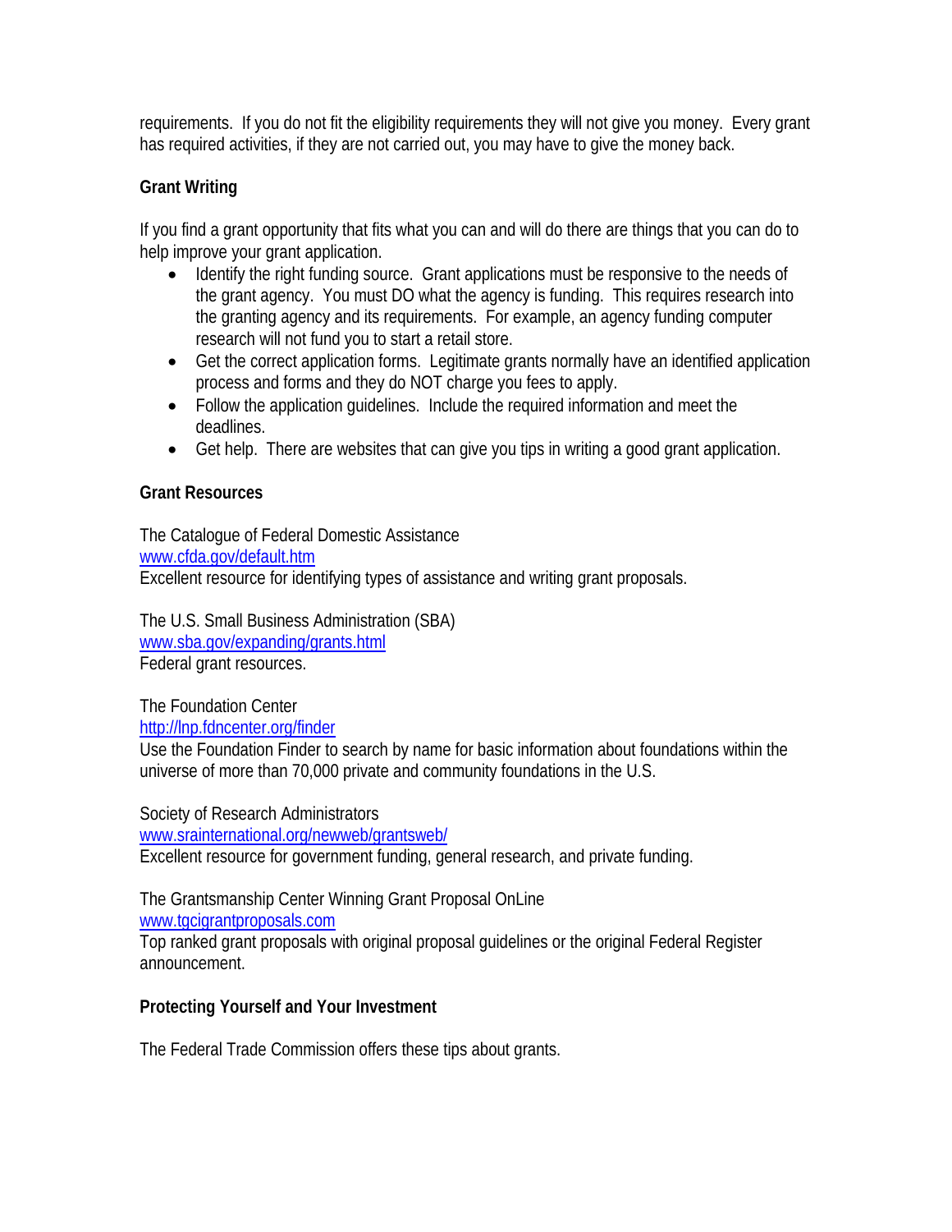requirements. If you do not fit the eligibility requirements they will not give you money. Every grant has required activities, if they are not carried out, you may have to give the money back.

**Grant Writing**

If you find a grant opportunity that fits what you can and will do there are things that you can do to help improve your grant application.

- Identify the right funding source. Grant applications must be responsive to the needs of the grant agency. You must DO what the agency is funding. This requires research into the granting agency and its requirements. For example, an agency funding computer research will not fund you to start a retail store.
- Get the correct application forms. Legitimate grants normally have an identified application process and forms and they do NOT charge you fees to apply.
- Follow the application guidelines. Include the required information and meet the deadlines.
- Get help. There are websites that can give you tips in writing a good grant application.

**Grant Resources**

The Catalogue of Federal Domestic Assistance
www.cfda.gov/default.htm
Excellent resource for identifying types of assistance and writing grant proposals.

The U.S. Small Business Administration (SBA)
www.sba.gov/expanding/grants.html
Federal grant resources.

The Foundation Center
http://lnp.fdncenter.org/finder
Use the Foundation Finder to search by name for basic information about foundations within the universe of more than 70,000 private and community foundations in the U.S.

Society of Research Administrators
www.srainternational.org/newweb/grantsweb/
Excellent resource for government funding, general research, and private funding.

The Grantsmanship Center Winning Grant Proposal OnLine
www.tgcigrantproposals.com
Top ranked grant proposals with original proposal guidelines or the original Federal Register announcement.

**Protecting Yourself and Your Investment**

The Federal Trade Commission offers these tips about grants.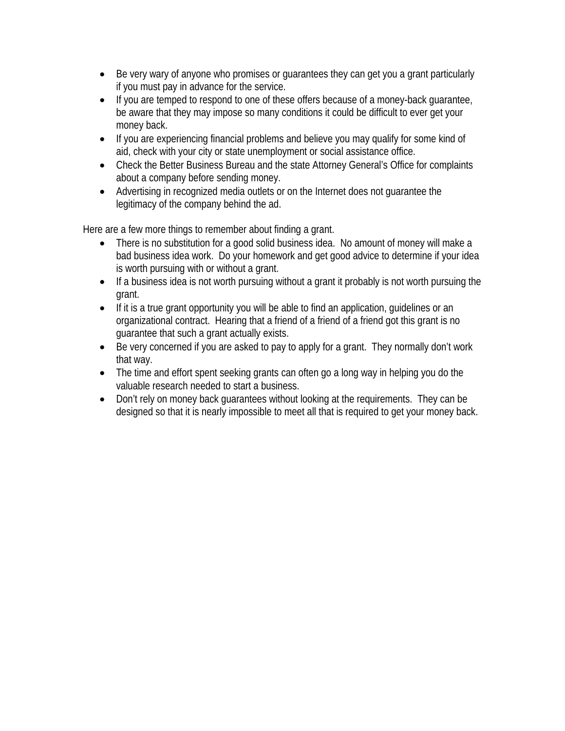- Be very wary of anyone who promises or guarantees they can get you a grant particularly if you must pay in advance for the service.
- If you are temped to respond to one of these offers because of a money-back guarantee, be aware that they may impose so many conditions it could be difficult to ever get your money back.
- If you are experiencing financial problems and believe you may qualify for some kind of aid, check with your city or state unemployment or social assistance office.
- Check the Better Business Bureau and the state Attorney General's Office for complaints about a company before sending money.
- Advertising in recognized media outlets or on the Internet does not guarantee the legitimacy of the company behind the ad.

Here are a few more things to remember about finding a grant.

- There is no substitution for a good solid business idea. No amount of money will make a bad business idea work. Do your homework and get good advice to determine if your idea is worth pursuing with or without a grant.
- If a business idea is not worth pursuing without a grant it probably is not worth pursuing the grant.
- If it is a true grant opportunity you will be able to find an application, guidelines or an organizational contract. Hearing that a friend of a friend of a friend got this grant is no guarantee that such a grant actually exists.
- Be very concerned if you are asked to pay to apply for a grant. They normally don't work that way.
- The time and effort spent seeking grants can often go a long way in helping you do the valuable research needed to start a business.
- Don't rely on money back guarantees without looking at the requirements. They can be designed so that it is nearly impossible to meet all that is required to get your money back.